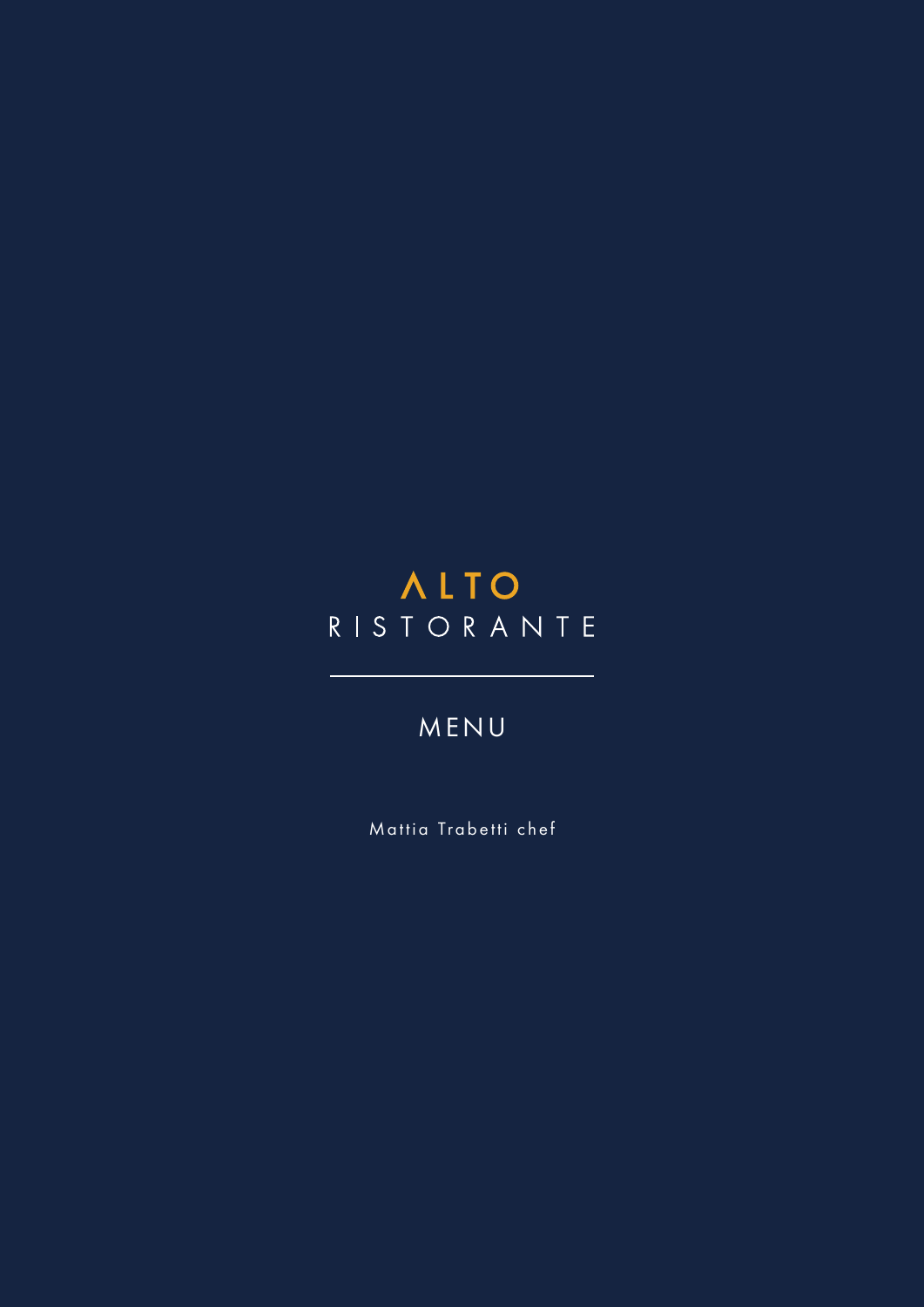# ALTO
## RISTORANTE

---

## MENU

Mattia Trabetti chef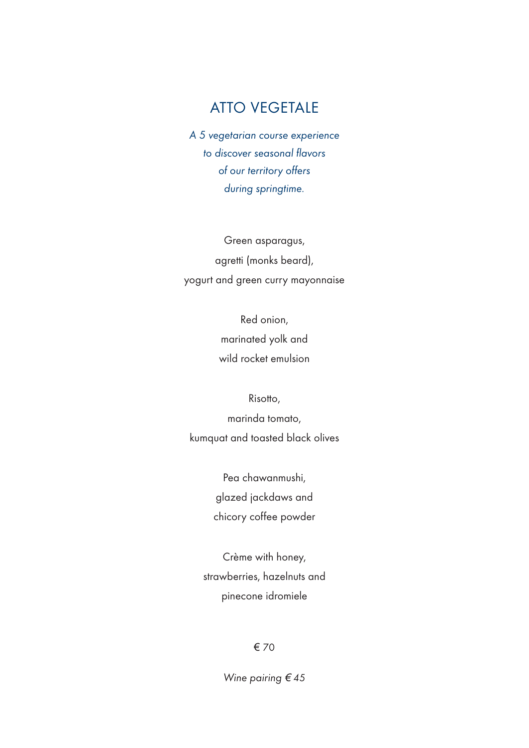# ATTO VEGETALE

*A 5 vegetarian course experience*
*to discover seasonal flavors*
*of our territory offers*
*during springtime.*

Green asparagus,
agretti (monks beard),
yogurt and green curry mayonnaise

Red onion,
marinated yolk and
wild rocket emulsion

Risotto,
marinda tomato,
kumquat and toasted black olives

Pea chawanmushi,
glazed jackdaws and
chicory coffee powder

Crème with honey,
strawberries, hazelnuts and
pinecone idromiele

€ 70

*Wine pairing € 45*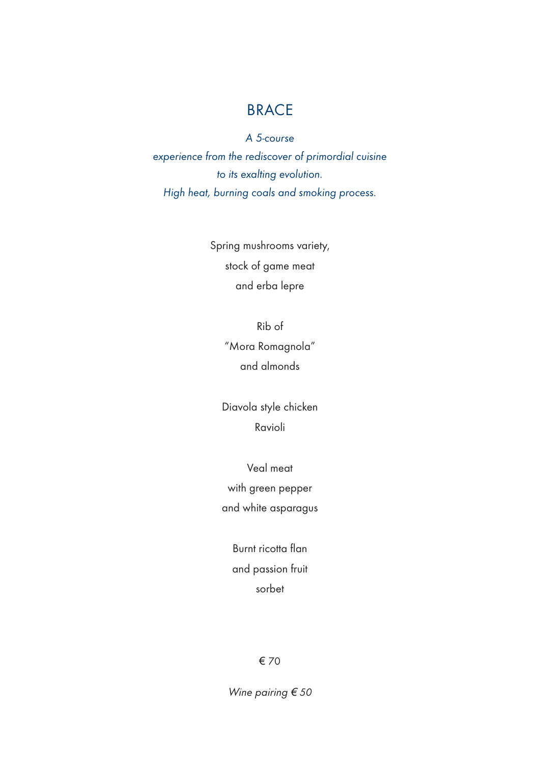# BRACE

*A 5-course*
*experience from the rediscover of primordial cuisine*
*to its exalting evolution.*
*High heat, burning coals and smoking process.*

Spring mushrooms variety,
stock of game meat
and erba lepre

Rib of
"Mora Romagnola"
and almonds

Diavola style chicken
Ravioli

Veal meat
with green pepper
and white asparagus

Burnt ricotta flan
and passion fruit
sorbet

€ 70

*Wine pairing € 50*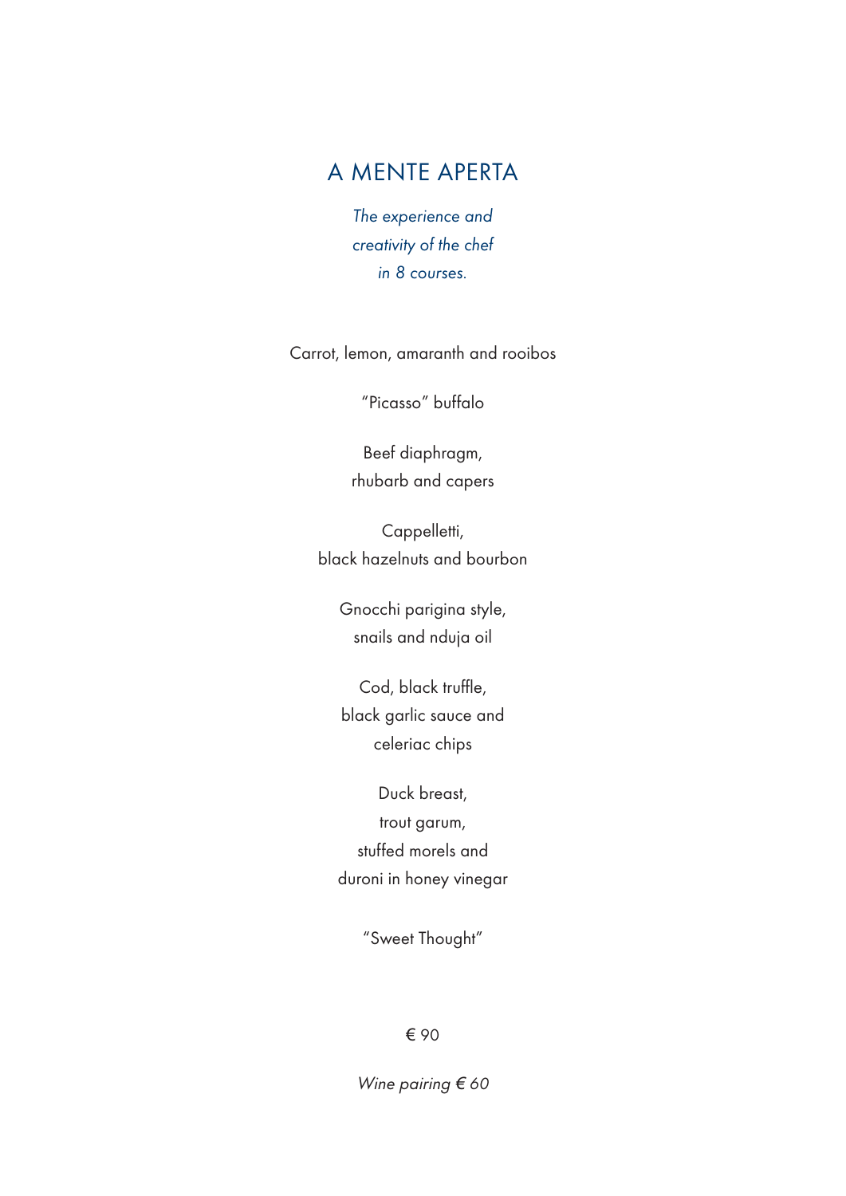# A MENTE APERTA

*The experience and creativity of the chef in 8 courses.*

Carrot, lemon, amaranth and rooibos

"Picasso" buffalo

Beef diaphragm,
rhubarb and capers

Cappelletti,
black hazelnuts and bourbon

Gnocchi parigina style,
snails and nduja oil

Cod, black truffle,
black garlic sauce and
celeriac chips

Duck breast,
trout garum,
stuffed morels and
duroni in honey vinegar

"Sweet Thought"

€ 90

*Wine pairing € 60*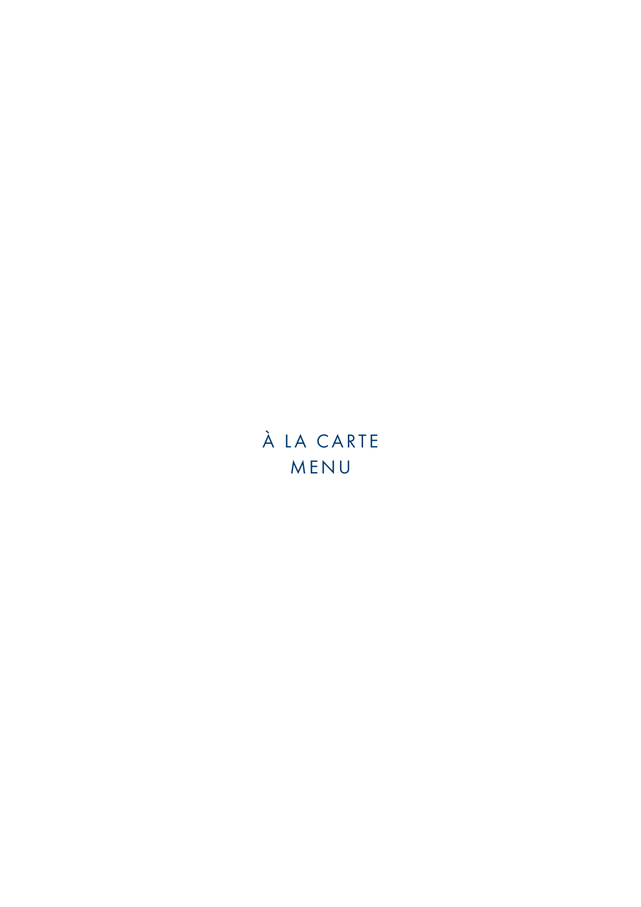# À LA CARTE MENU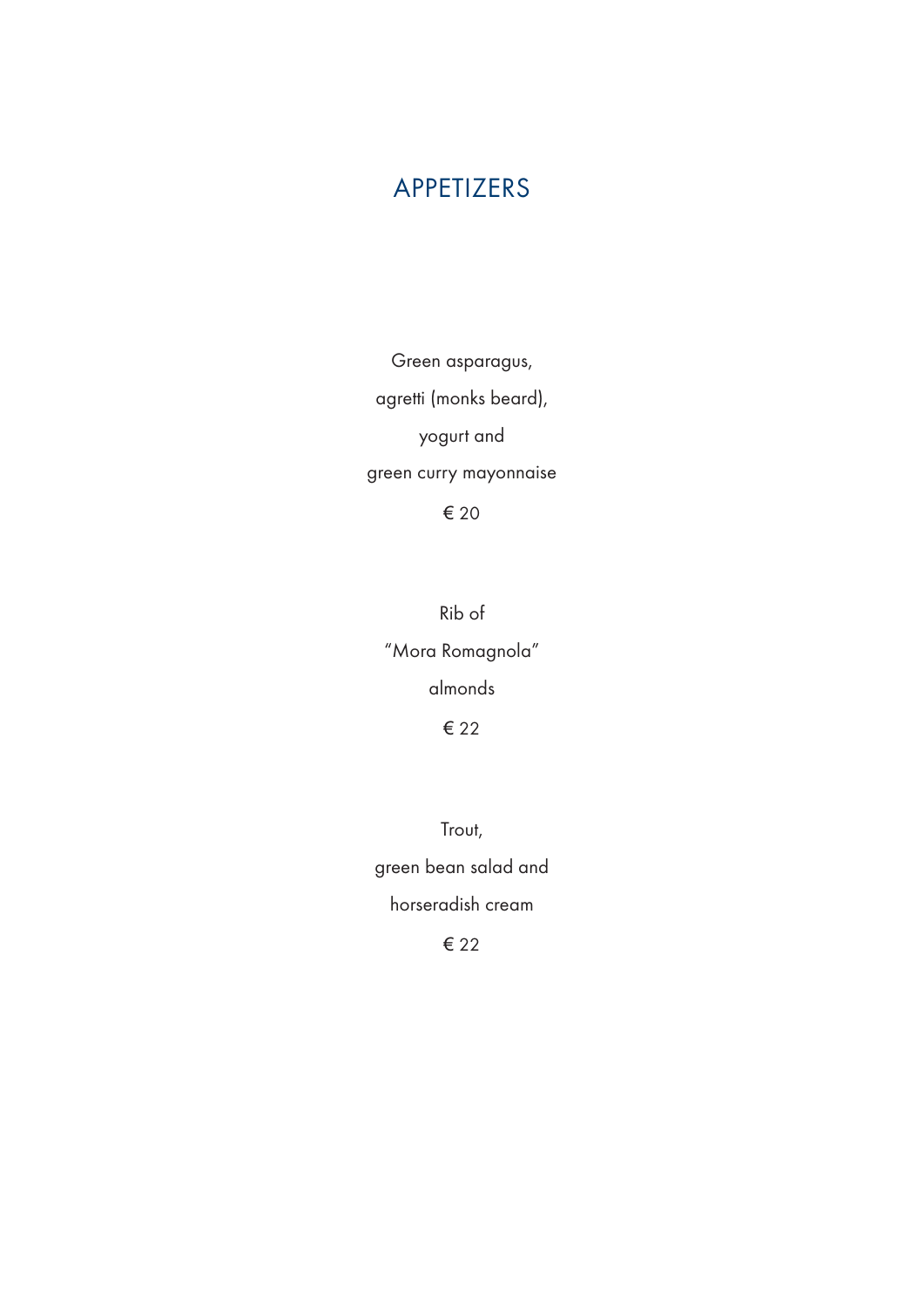# APPETIZERS

Green asparagus,
agretti (monks beard),
yogurt and
green curry mayonnaise

€ 20

Rib of
"Mora Romagnola"
almonds

€ 22

Trout,
green bean salad and
horseradish cream

€ 22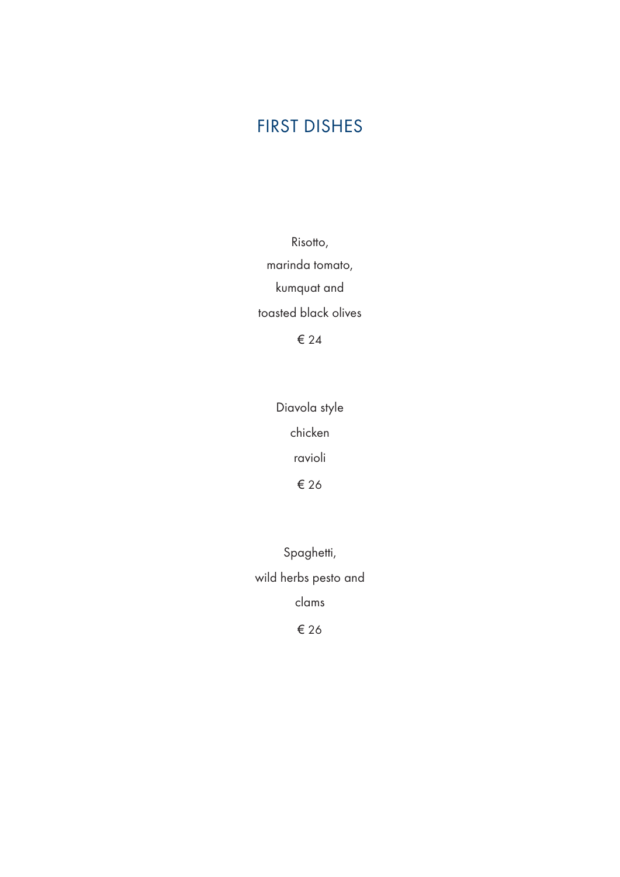# FIRST DISHES

Risotto,
marinda tomato,
kumquat and
toasted black olives

€ 24

Diavola style
chicken
ravioli

€ 26

Spaghetti,
wild herbs pesto and
clams

€ 26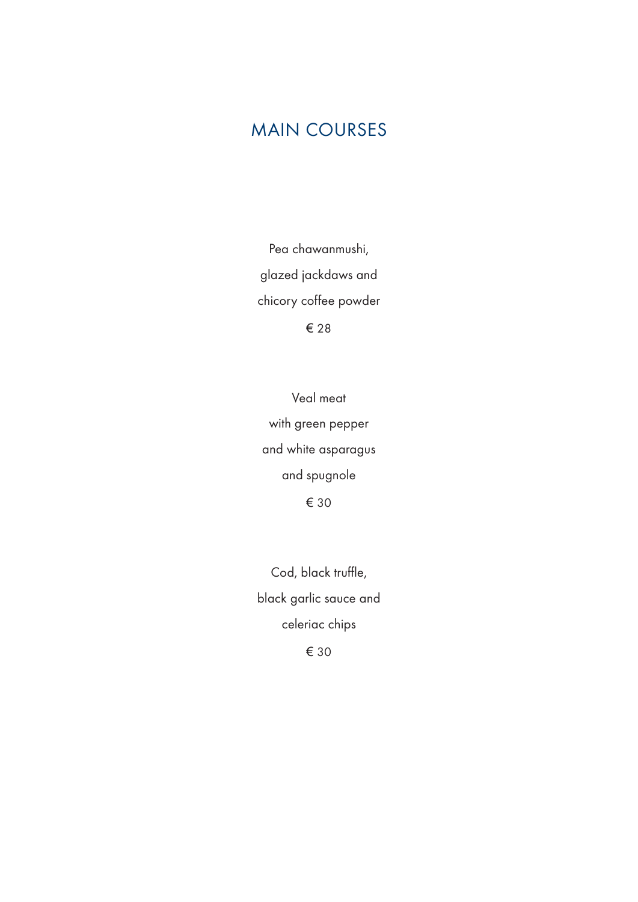# MAIN COURSES

Pea chawanmushi,
glazed jackdaws and
chicory coffee powder

€ 28

Veal meat
with green pepper
and white asparagus
and spugnole

€ 30

Cod, black truffle,
black garlic sauce and
celeriac chips

€ 30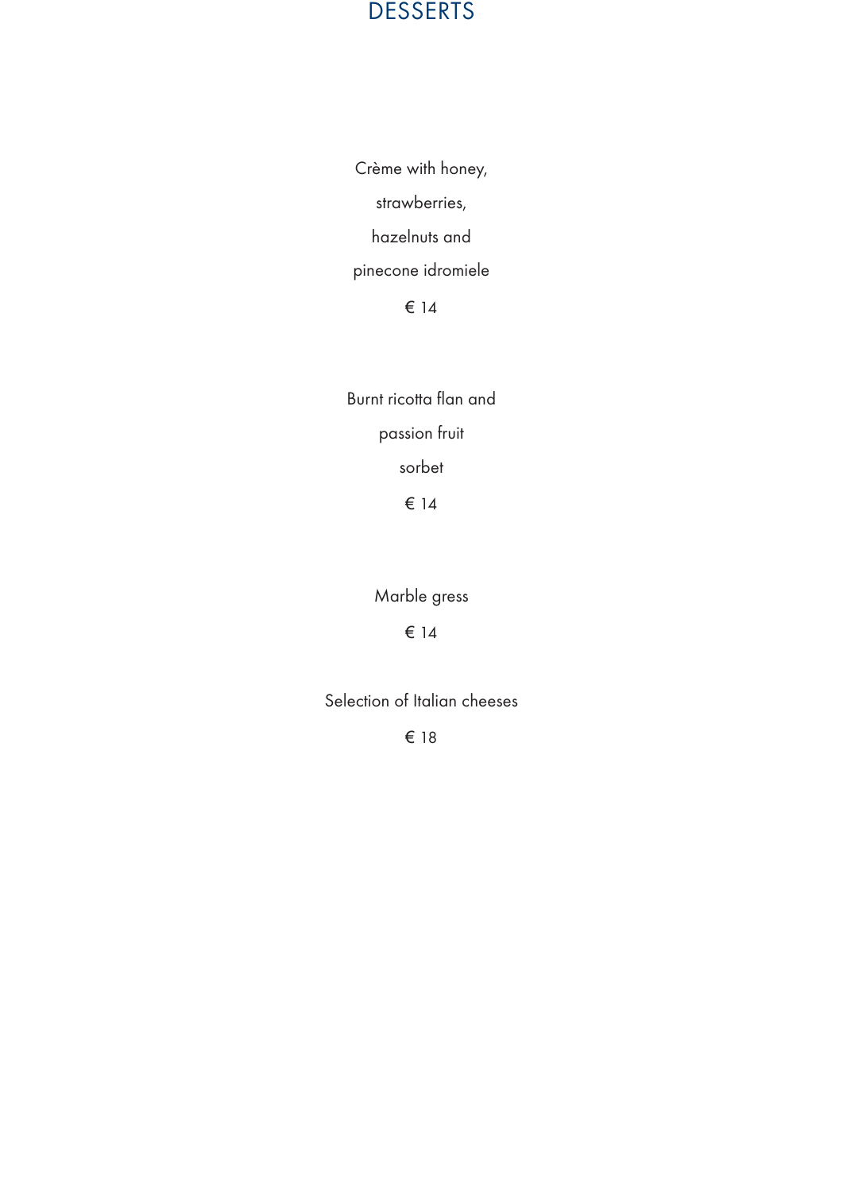# DESSERTS

Crème with honey,
strawberries,
hazelnuts and
pinecone idromiele

€ 14

Burnt ricotta flan and
passion fruit
sorbet

€ 14

Marble gress

€ 14

Selection of Italian cheeses

€ 18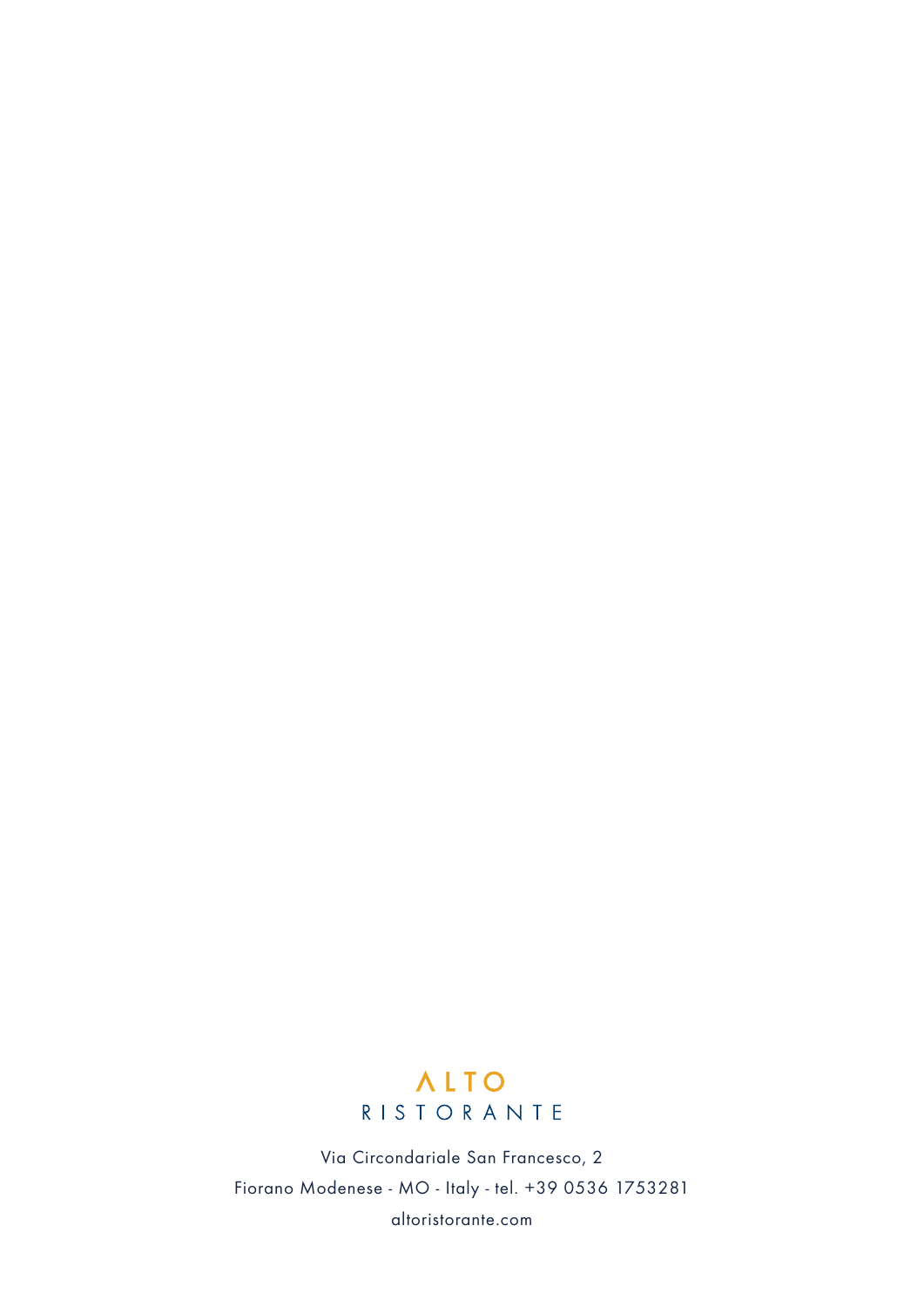ALTO
RISTORANTE

Via Circondariale San Francesco, 2

Fiorano Modenese - MO - Italy - tel. +39 0536 1753281

altoristorante.com